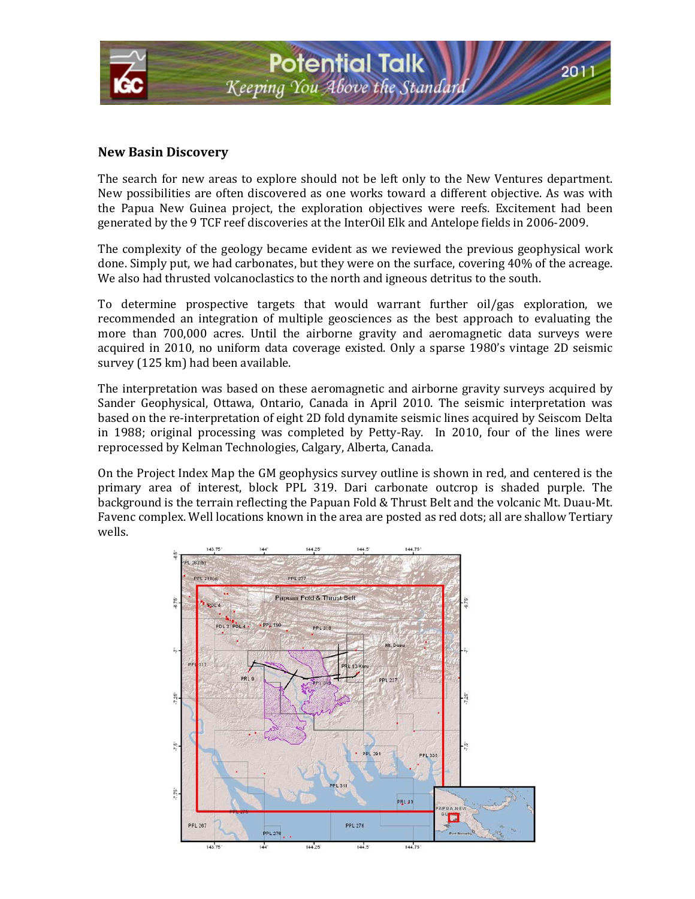## New Basin Discovery

The search for new areas to explore should not be left only to the New Ventures department. New possibilities are often discovered as one works toward a different objective. As was with the Papua New Guinea project, the exploration objectives were reefs. Excitement had been generated by the 9 TCF reef discoveries at the InterOil Elk and Antelope fields in 2006-2009.

The complexity of the geology became evident as we reviewed the previous geophysical work done. Simply put, we had carbonates, but they were on the surface, covering 40% of the acreage. We also had thrusted volcanoclastics to the north and igneous detritus to the south.

To determine prospective targets that would warrant further oil/gas exploration, we recommended an integration of multiple geosciences as the best approach to evaluating the more than 700,000 acres. Until the airborne gravity and aeromagnetic data surveys were acquired in 2010, no uniform data coverage existed. Only a sparse 1980's vintage 2D seismic survey (125 km) had been available.

The interpretation was based on these aeromagnetic and airborne gravity surveys acquired by Sander Geophysical, Ottawa, Ontario, Canada in April 2010. The seismic interpretation was based on the re-interpretation of eight 2D fold dynamite seismic lines acquired by Seiscom Delta in 1988; original processing was completed by Petty-Ray. In 2010, four of the lines were reprocessed by Kelman Technologies, Calgary, Alberta, Canada.

On the Project Index Map the GM geophysics survey outline is shown in red, and centered is the primary area of interest, block PPL 319. Dari carbonate outcrop is shaded purple. The background is the terrain reflecting the Papuan Fold & Thrust Belt and the volcanic Mt. Duau-Mt. Favenc complex. Well locations known in the area are posted as red dots; all are shallow Tertiary wells.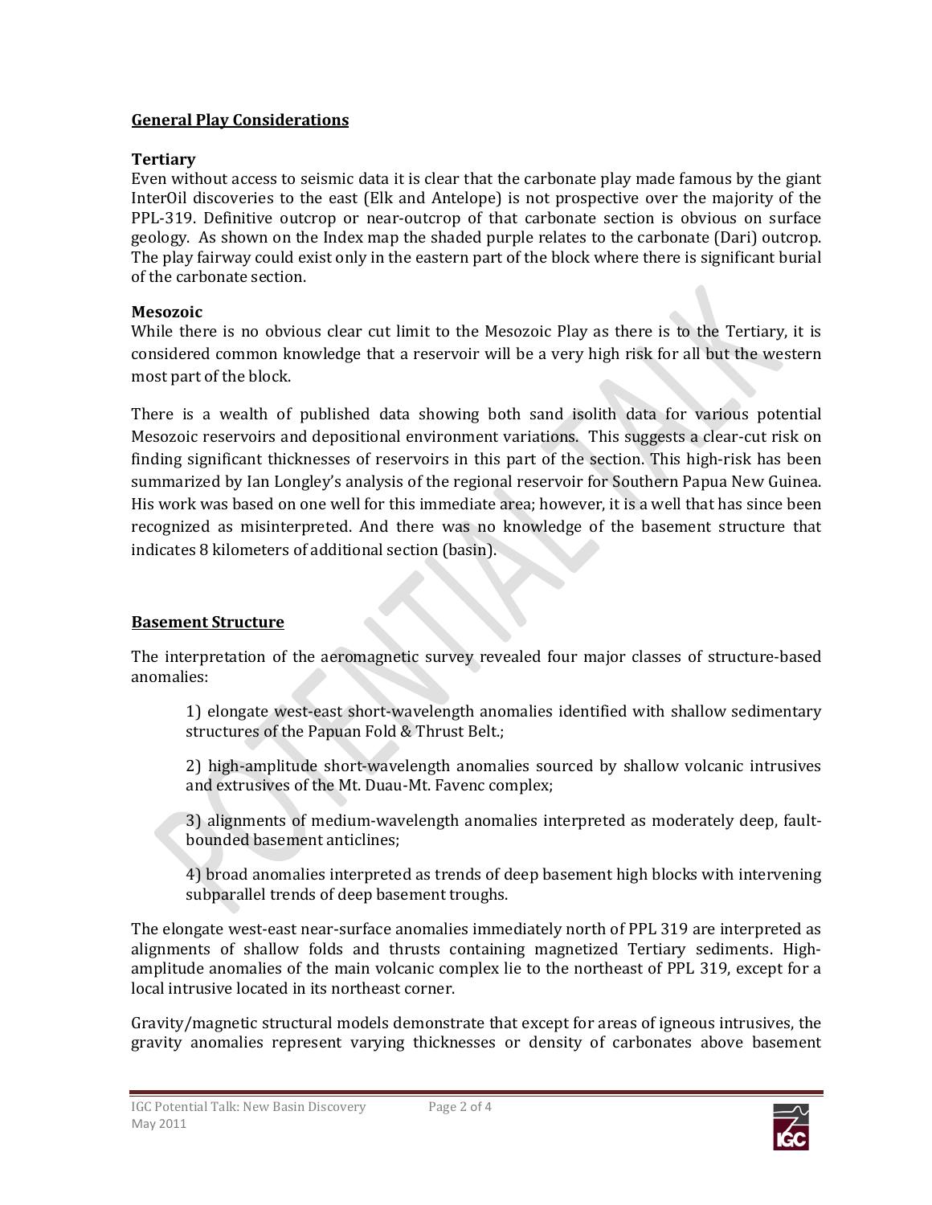## General Play Considerations

### Tertiary

Even without access to seismic data it is clear that the carbonate play made famous by the giant InterOil discoveries to the east (Elk and Antelope) is not prospective over the majority of the PPL-319. Definitive outcrop or near-outcrop of that carbonate section is obvious on surface geology. As shown on the Index map the shaded purple relates to the carbonate (Dari) outcrop. The play fairway could exist only in the eastern part of the block where there is significant burial of the carbonate section.

### Mesozoic

While there is no obvious clear cut limit to the Mesozoic Play as there is to the Tertiary, it is considered common knowledge that a reservoir will be a very high risk for all but the western most part of the block.

There is a wealth of published data showing both sand isolith data for various potential Mesozoic reservoirs and depositional environment variations. This suggests a clear-cut risk on finding significant thicknesses of reservoirs in this part of the section. This high-risk has been summarized by Ian Longley's analysis of the regional reservoir for Southern Papua New Guinea. His work was based on one well for this immediate area; however, it is a well that has since been recognized as misinterpreted. And there was no knowledge of the basement structure that indicates 8 kilometers of additional section (basin).

## Basement Structure

The interpretation of the aeromagnetic survey revealed four major classes of structure-based anomalies:

1) elongate west-east short-wavelength anomalies identified with shallow sedimentary structures of the Papuan Fold & Thrust Belt.;

2) high-amplitude short-wavelength anomalies sourced by shallow volcanic intrusives and extrusives of the Mt. Duau-Mt. Favenc complex;

3) alignments of medium-wavelength anomalies interpreted as moderately deep, fault-bounded basement anticlines;

4) broad anomalies interpreted as trends of deep basement high blocks with intervening subparallel trends of deep basement troughs.

The elongate west-east near-surface anomalies immediately north of PPL 319 are interpreted as alignments of shallow folds and thrusts containing magnetized Tertiary sediments. High-amplitude anomalies of the main volcanic complex lie to the northeast of PPL 319, except for a local intrusive located in its northeast corner.

Gravity/magnetic structural models demonstrate that except for areas of igneous intrusives, the gravity anomalies represent varying thicknesses or density of carbonates above basement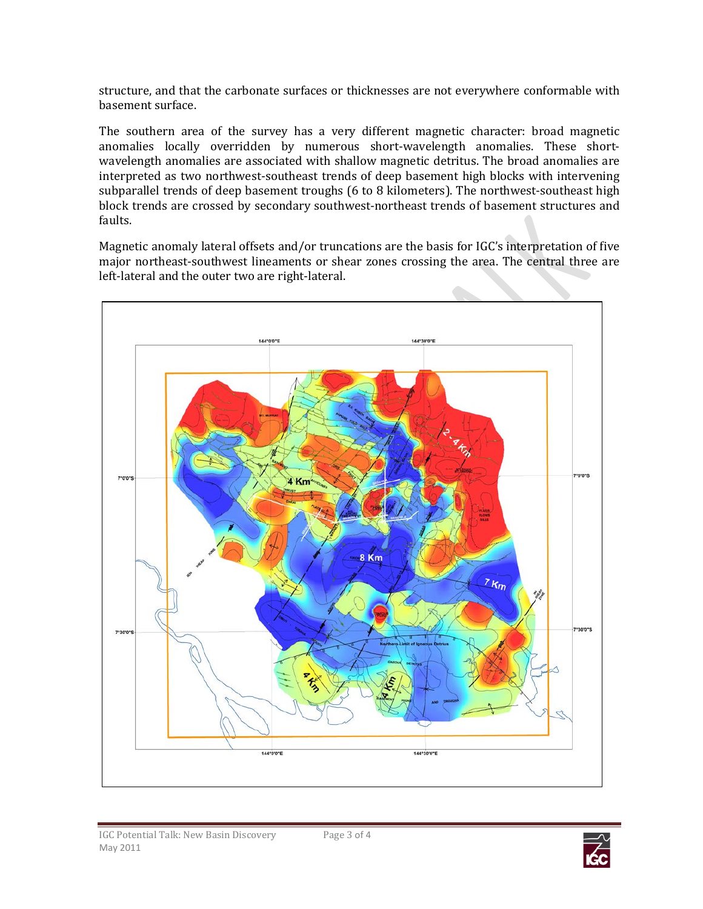structure, and that the carbonate surfaces or thicknesses are not everywhere conformable with basement surface.

The southern area of the survey has a very different magnetic character: broad magnetic anomalies locally overridden by numerous short-wavelength anomalies. These short-wavelength anomalies are associated with shallow magnetic detritus. The broad anomalies are interpreted as two northwest-southeast trends of deep basement high blocks with intervening subparallel trends of deep basement troughs (6 to 8 kilometers). The northwest-southeast high block trends are crossed by secondary southwest-northeast trends of basement structures and faults.

Magnetic anomaly lateral offsets and/or truncations are the basis for IGC's interpretation of five major northeast-southwest lineaments or shear zones crossing the area. The central three are left-lateral and the outer two are right-lateral.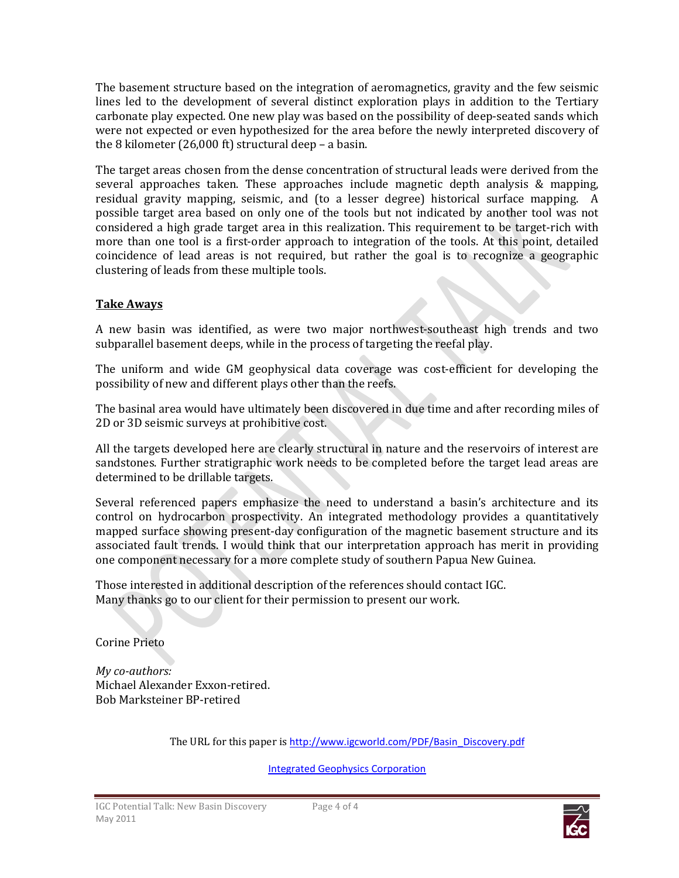The basement structure based on the integration of aeromagnetics, gravity and the few seismic lines led to the development of several distinct exploration plays in addition to the Tertiary carbonate play expected. One new play was based on the possibility of deep-seated sands which were not expected or even hypothesized for the area before the newly interpreted discovery of the 8 kilometer (26,000 ft) structural deep – a basin.

The target areas chosen from the dense concentration of structural leads were derived from the several approaches taken. These approaches include magnetic depth analysis & mapping, residual gravity mapping, seismic, and (to a lesser degree) historical surface mapping. A possible target area based on only one of the tools but not indicated by another tool was not considered a high grade target area in this realization. This requirement to be target-rich with more than one tool is a first-order approach to integration of the tools. At this point, detailed coincidence of lead areas is not required, but rather the goal is to recognize a geographic clustering of leads from these multiple tools.

## Take Aways

A new basin was identified, as were two major northwest-southeast high trends and two subparallel basement deeps, while in the process of targeting the reefal play.

The uniform and wide GM geophysical data coverage was cost-efficient for developing the possibility of new and different plays other than the reefs.

The basinal area would have ultimately been discovered in due time and after recording miles of 2D or 3D seismic surveys at prohibitive cost.

All the targets developed here are clearly structural in nature and the reservoirs of interest are sandstones. Further stratigraphic work needs to be completed before the target lead areas are determined to be drillable targets.

Several referenced papers emphasize the need to understand a basin's architecture and its control on hydrocarbon prospectivity. An integrated methodology provides a quantitatively mapped surface showing present-day configuration of the magnetic basement structure and its associated fault trends. I would think that our interpretation approach has merit in providing one component necessary for a more complete study of southern Papua New Guinea.

Those interested in additional description of the references should contact IGC.
Many thanks go to our client for their permission to present our work.

Corine Prieto

*My co-authors:*
Michael Alexander Exxon-retired.
Bob Marksteiner BP-retired

The URL for this paper is http://www.igcworld.com/PDF/Basin_Discovery.pdf

Integrated Geophysics Corporation